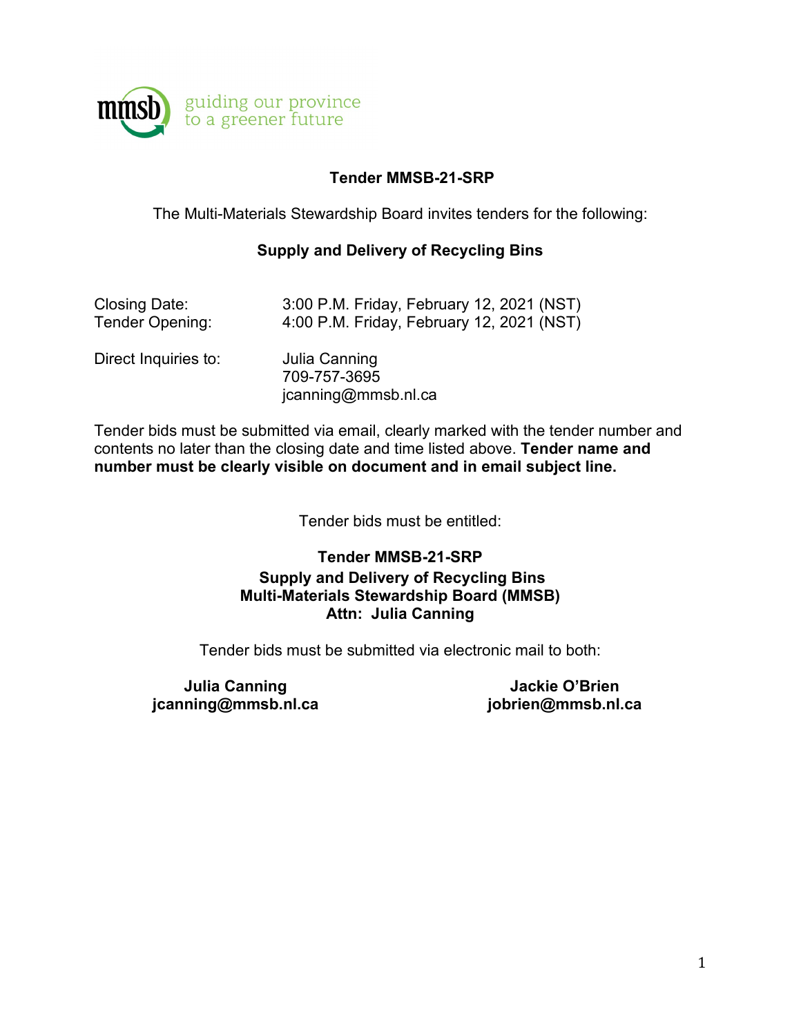mmsb guiding our province to a greener future

**Tender MMSB-21-SRP**

The Multi-Materials Stewardship Board invites tenders for the following:

**Supply and Delivery of Recycling Bins**

Closing Date: 3:00 P.M. Friday, February 12, 2021 (NST)
Tender Opening: 4:00 P.M. Friday, February 12, 2021 (NST)

Direct Inquiries to: Julia Canning
709-757-3695
jcanning@mmsb.nl.ca

Tender bids must be submitted via email, clearly marked with the tender number and contents no later than the closing date and time listed above. **Tender name and number must be clearly visible on document and in email subject line.**

Tender bids must be entitled:

**Tender MMSB-21-SRP**
**Supply and Delivery of Recycling Bins**
**Multi-Materials Stewardship Board (MMSB)**
**Attn: Julia Canning**

Tender bids must be submitted via electronic mail to both:

**Julia Canning**
**jcanning@mmsb.nl.ca**

**Jackie O'Brien**
**jobrien@mmsb.nl.ca**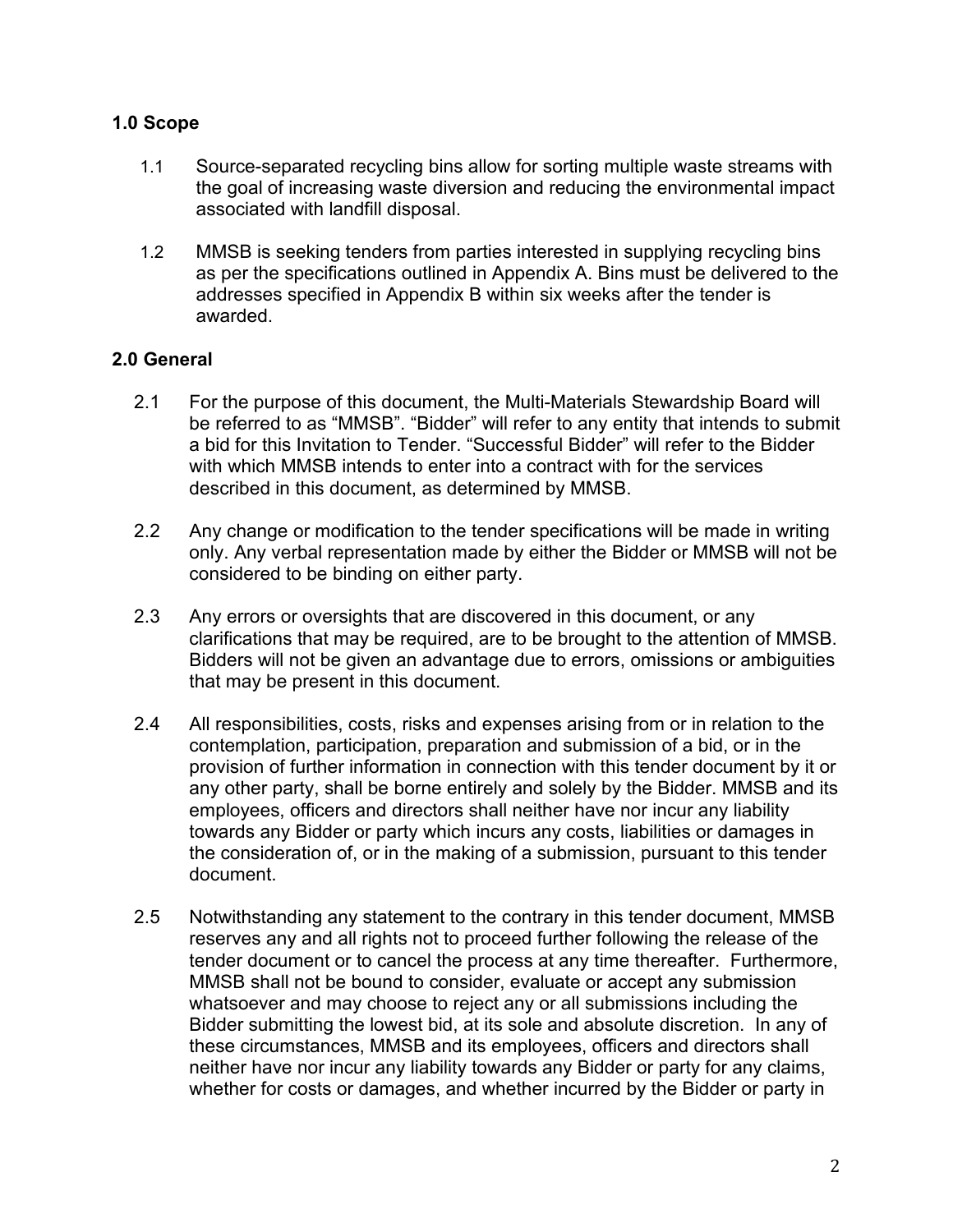## 1.0 Scope

1.1 Source-separated recycling bins allow for sorting multiple waste streams with the goal of increasing waste diversion and reducing the environmental impact associated with landfill disposal.

1.2 MMSB is seeking tenders from parties interested in supplying recycling bins as per the specifications outlined in Appendix A. Bins must be delivered to the addresses specified in Appendix B within six weeks after the tender is awarded.

## 2.0 General

2.1 For the purpose of this document, the Multi-Materials Stewardship Board will be referred to as "MMSB". "Bidder" will refer to any entity that intends to submit a bid for this Invitation to Tender. "Successful Bidder" will refer to the Bidder with which MMSB intends to enter into a contract with for the services described in this document, as determined by MMSB.

2.2 Any change or modification to the tender specifications will be made in writing only. Any verbal representation made by either the Bidder or MMSB will not be considered to be binding on either party.

2.3 Any errors or oversights that are discovered in this document, or any clarifications that may be required, are to be brought to the attention of MMSB. Bidders will not be given an advantage due to errors, omissions or ambiguities that may be present in this document.

2.4 All responsibilities, costs, risks and expenses arising from or in relation to the contemplation, participation, preparation and submission of a bid, or in the provision of further information in connection with this tender document by it or any other party, shall be borne entirely and solely by the Bidder. MMSB and its employees, officers and directors shall neither have nor incur any liability towards any Bidder or party which incurs any costs, liabilities or damages in the consideration of, or in the making of a submission, pursuant to this tender document.

2.5 Notwithstanding any statement to the contrary in this tender document, MMSB reserves any and all rights not to proceed further following the release of the tender document or to cancel the process at any time thereafter. Furthermore, MMSB shall not be bound to consider, evaluate or accept any submission whatsoever and may choose to reject any or all submissions including the Bidder submitting the lowest bid, at its sole and absolute discretion. In any of these circumstances, MMSB and its employees, officers and directors shall neither have nor incur any liability towards any Bidder or party for any claims, whether for costs or damages, and whether incurred by the Bidder or party in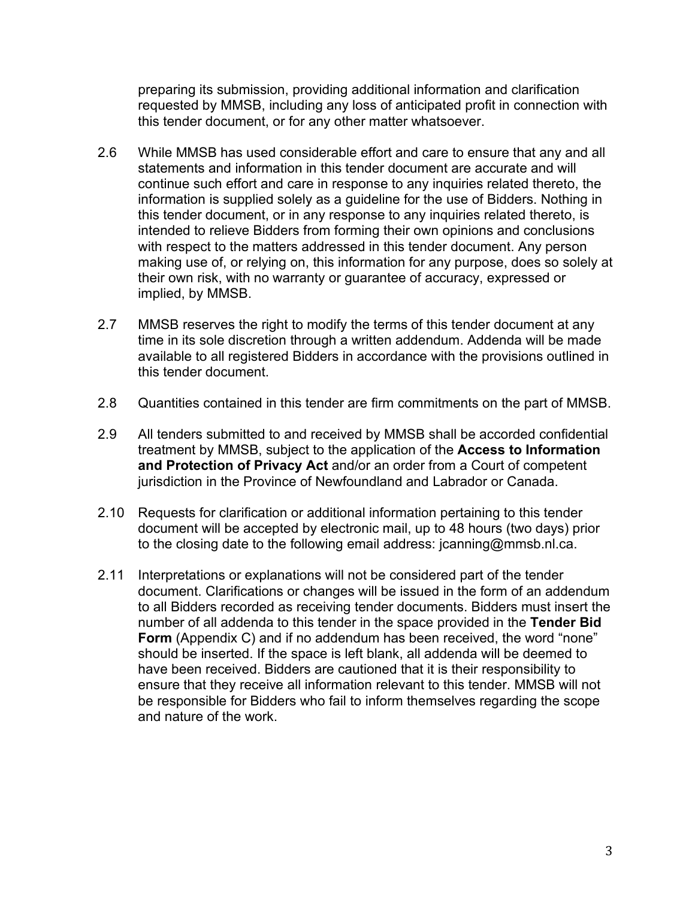preparing its submission, providing additional information and clarification requested by MMSB, including any loss of anticipated profit in connection with this tender document, or for any other matter whatsoever.

2.6 While MMSB has used considerable effort and care to ensure that any and all statements and information in this tender document are accurate and will continue such effort and care in response to any inquiries related thereto, the information is supplied solely as a guideline for the use of Bidders. Nothing in this tender document, or in any response to any inquiries related thereto, is intended to relieve Bidders from forming their own opinions and conclusions with respect to the matters addressed in this tender document. Any person making use of, or relying on, this information for any purpose, does so solely at their own risk, with no warranty or guarantee of accuracy, expressed or implied, by MMSB.

2.7 MMSB reserves the right to modify the terms of this tender document at any time in its sole discretion through a written addendum. Addenda will be made available to all registered Bidders in accordance with the provisions outlined in this tender document.

2.8 Quantities contained in this tender are firm commitments on the part of MMSB.

2.9 All tenders submitted to and received by MMSB shall be accorded confidential treatment by MMSB, subject to the application of the **Access to Information and Protection of Privacy Act** and/or an order from a Court of competent jurisdiction in the Province of Newfoundland and Labrador or Canada.

2.10 Requests for clarification or additional information pertaining to this tender document will be accepted by electronic mail, up to 48 hours (two days) prior to the closing date to the following email address: jcanning@mmsb.nl.ca.

2.11 Interpretations or explanations will not be considered part of the tender document. Clarifications or changes will be issued in the form of an addendum to all Bidders recorded as receiving tender documents. Bidders must insert the number of all addenda to this tender in the space provided in the **Tender Bid Form** (Appendix C) and if no addendum has been received, the word "none" should be inserted. If the space is left blank, all addenda will be deemed to have been received. Bidders are cautioned that it is their responsibility to ensure that they receive all information relevant to this tender. MMSB will not be responsible for Bidders who fail to inform themselves regarding the scope and nature of the work.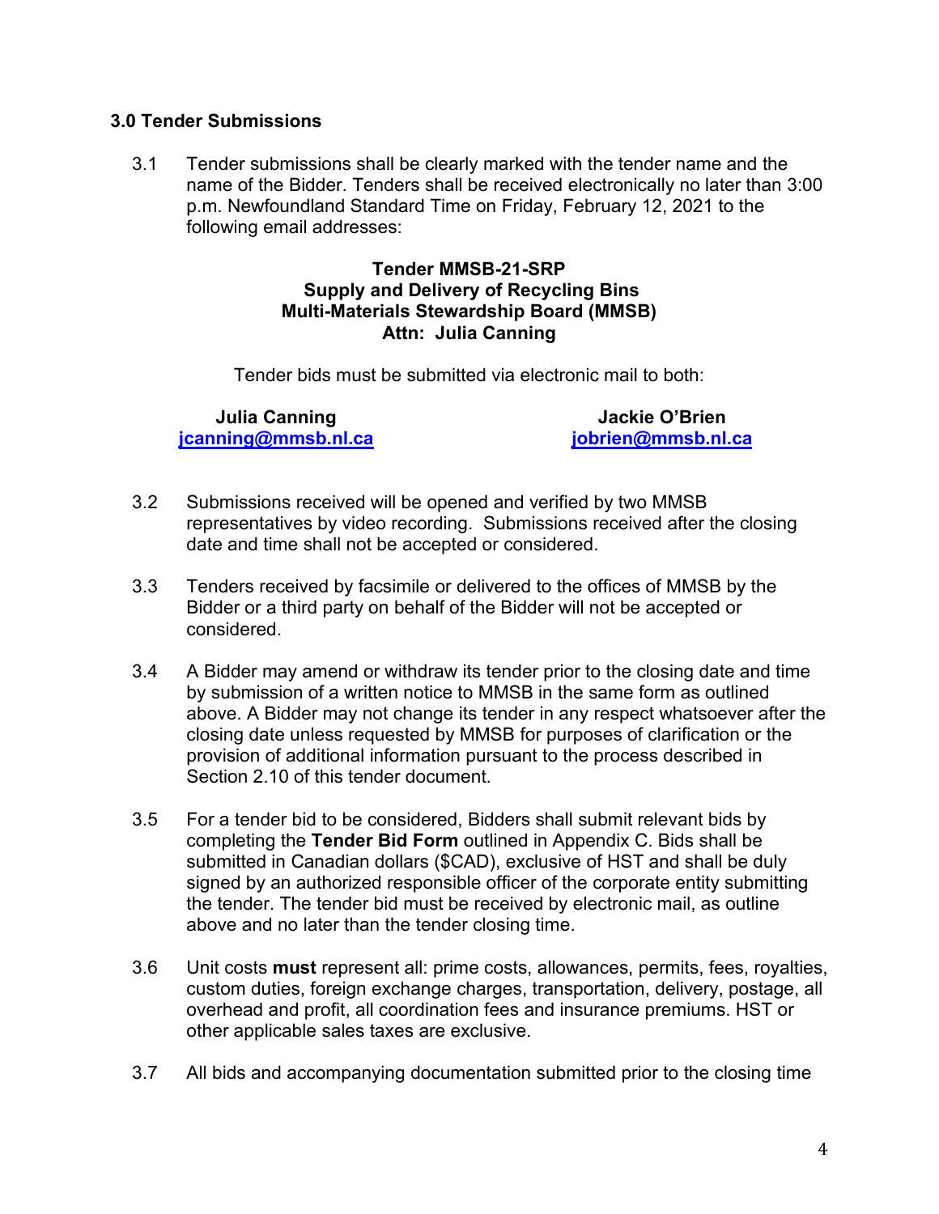## 3.0 Tender Submissions

3.1 Tender submissions shall be clearly marked with the tender name and the name of the Bidder. Tenders shall be received electronically no later than 3:00 p.m. Newfoundland Standard Time on Friday, February 12, 2021 to the following email addresses:

**Tender MMSB-21-SRP**
**Supply and Delivery of Recycling Bins**
**Multi-Materials Stewardship Board (MMSB)**
**Attn: Julia Canning**

Tender bids must be submitted via electronic mail to both:

**Julia Canning**
**jcanning@mmsb.nl.ca**

**Jackie O'Brien**
**jobrien@mmsb.nl.ca**

3.2 Submissions received will be opened and verified by two MMSB representatives by video recording. Submissions received after the closing date and time shall not be accepted or considered.

3.3 Tenders received by facsimile or delivered to the offices of MMSB by the Bidder or a third party on behalf of the Bidder will not be accepted or considered.

3.4 A Bidder may amend or withdraw its tender prior to the closing date and time by submission of a written notice to MMSB in the same form as outlined above. A Bidder may not change its tender in any respect whatsoever after the closing date unless requested by MMSB for purposes of clarification or the provision of additional information pursuant to the process described in Section 2.10 of this tender document.

3.5 For a tender bid to be considered, Bidders shall submit relevant bids by completing the **Tender Bid Form** outlined in Appendix C. Bids shall be submitted in Canadian dollars ($CAD), exclusive of HST and shall be duly signed by an authorized responsible officer of the corporate entity submitting the tender. The tender bid must be received by electronic mail, as outline above and no later than the tender closing time.

3.6 Unit costs **must** represent all: prime costs, allowances, permits, fees, royalties, custom duties, foreign exchange charges, transportation, delivery, postage, all overhead and profit, all coordination fees and insurance premiums. HST or other applicable sales taxes are exclusive.

3.7 All bids and accompanying documentation submitted prior to the closing time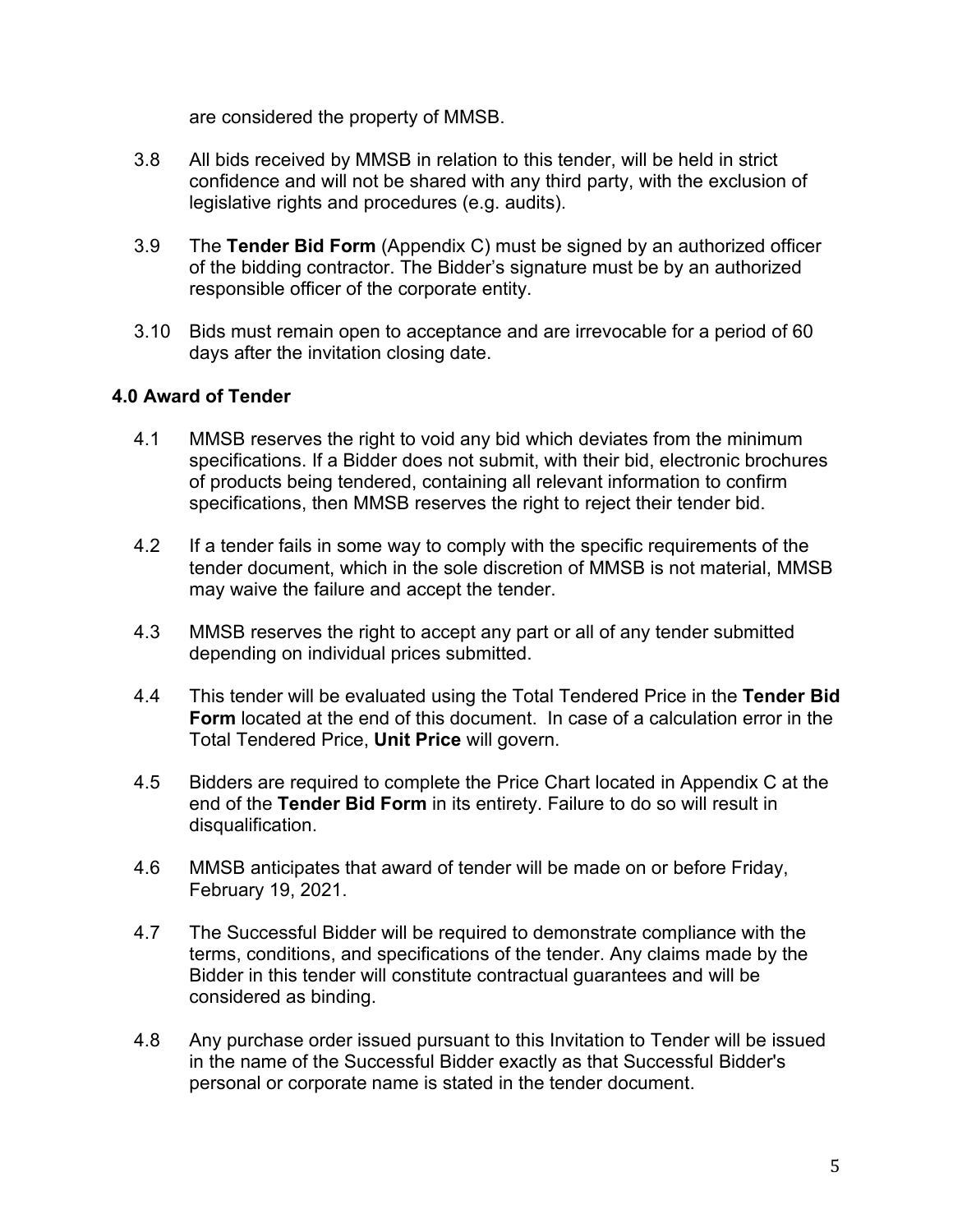are considered the property of MMSB.

3.8 All bids received by MMSB in relation to this tender, will be held in strict confidence and will not be shared with any third party, with the exclusion of legislative rights and procedures (e.g. audits).

3.9 The **Tender Bid Form** (Appendix C) must be signed by an authorized officer of the bidding contractor. The Bidder's signature must be by an authorized responsible officer of the corporate entity.

3.10 Bids must remain open to acceptance and are irrevocable for a period of 60 days after the invitation closing date.

### 4.0 Award of Tender

4.1 MMSB reserves the right to void any bid which deviates from the minimum specifications. If a Bidder does not submit, with their bid, electronic brochures of products being tendered, containing all relevant information to confirm specifications, then MMSB reserves the right to reject their tender bid.

4.2 If a tender fails in some way to comply with the specific requirements of the tender document, which in the sole discretion of MMSB is not material, MMSB may waive the failure and accept the tender.

4.3 MMSB reserves the right to accept any part or all of any tender submitted depending on individual prices submitted.

4.4 This tender will be evaluated using the Total Tendered Price in the **Tender Bid Form** located at the end of this document. In case of a calculation error in the Total Tendered Price, **Unit Price** will govern.

4.5 Bidders are required to complete the Price Chart located in Appendix C at the end of the **Tender Bid Form** in its entirety. Failure to do so will result in disqualification.

4.6 MMSB anticipates that award of tender will be made on or before Friday, February 19, 2021.

4.7 The Successful Bidder will be required to demonstrate compliance with the terms, conditions, and specifications of the tender. Any claims made by the Bidder in this tender will constitute contractual guarantees and will be considered as binding.

4.8 Any purchase order issued pursuant to this Invitation to Tender will be issued in the name of the Successful Bidder exactly as that Successful Bidder's personal or corporate name is stated in the tender document.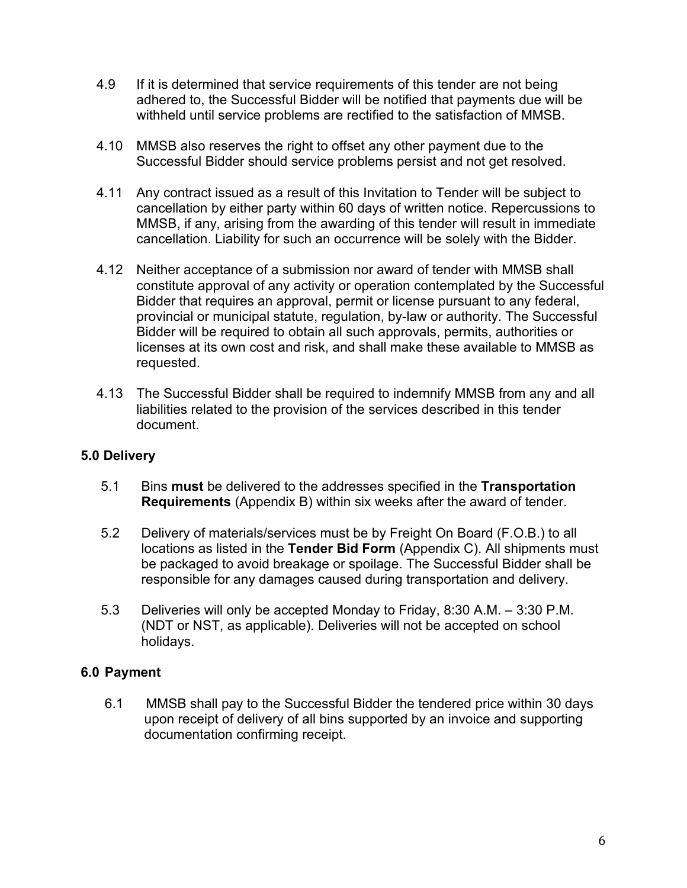4.9 If it is determined that service requirements of this tender are not being adhered to, the Successful Bidder will be notified that payments due will be withheld until service problems are rectified to the satisfaction of MMSB.

4.10 MMSB also reserves the right to offset any other payment due to the Successful Bidder should service problems persist and not get resolved.

4.11 Any contract issued as a result of this Invitation to Tender will be subject to cancellation by either party within 60 days of written notice. Repercussions to MMSB, if any, arising from the awarding of this tender will result in immediate cancellation. Liability for such an occurrence will be solely with the Bidder.

4.12 Neither acceptance of a submission nor award of tender with MMSB shall constitute approval of any activity or operation contemplated by the Successful Bidder that requires an approval, permit or license pursuant to any federal, provincial or municipal statute, regulation, by-law or authority. The Successful Bidder will be required to obtain all such approvals, permits, authorities or licenses at its own cost and risk, and shall make these available to MMSB as requested.

4.13 The Successful Bidder shall be required to indemnify MMSB from any and all liabilities related to the provision of the services described in this tender document.

## 5.0 Delivery

5.1 Bins **must** be delivered to the addresses specified in the **Transportation Requirements** (Appendix B) within six weeks after the award of tender.

5.2 Delivery of materials/services must be by Freight On Board (F.O.B.) to all locations as listed in the **Tender Bid Form** (Appendix C). All shipments must be packaged to avoid breakage or spoilage. The Successful Bidder shall be responsible for any damages caused during transportation and delivery.

5.3 Deliveries will only be accepted Monday to Friday, 8:30 A.M. – 3:30 P.M. (NDT or NST, as applicable). Deliveries will not be accepted on school holidays.

## 6.0 Payment

6.1 MMSB shall pay to the Successful Bidder the tendered price within 30 days upon receipt of delivery of all bins supported by an invoice and supporting documentation confirming receipt.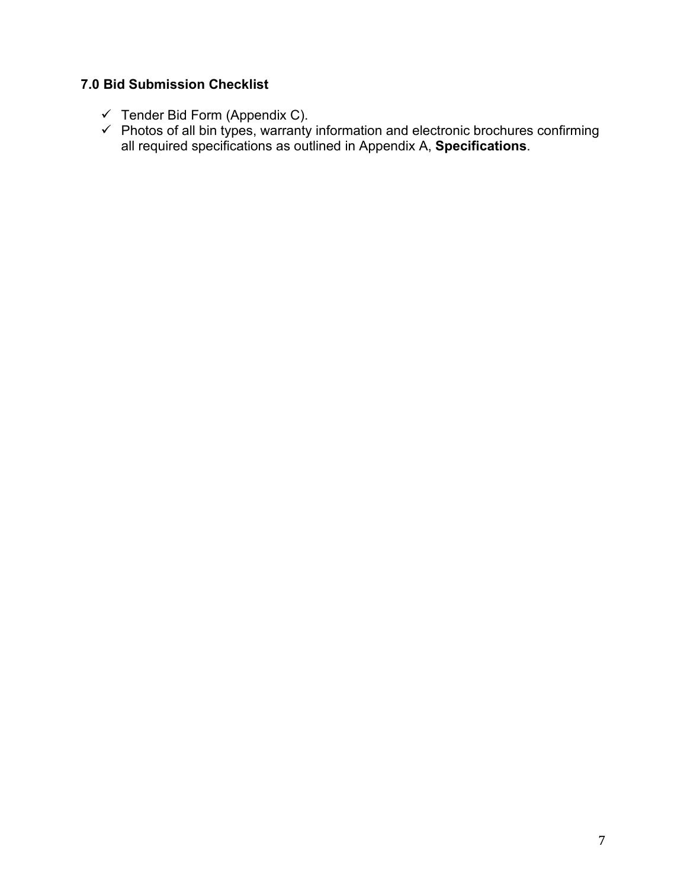### 7.0 Bid Submission Checklist

- ✓ Tender Bid Form (Appendix C).
- ✓ Photos of all bin types, warranty information and electronic brochures confirming all required specifications as outlined in Appendix A, **Specifications**.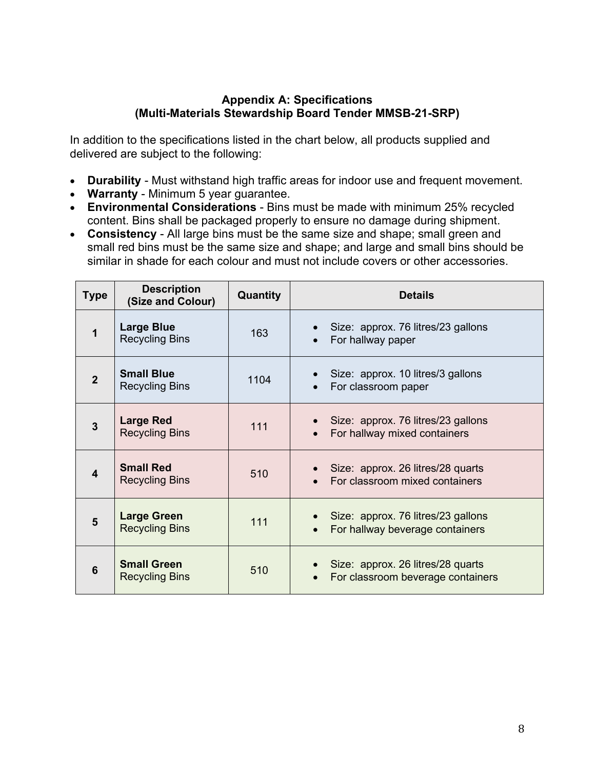**Appendix A: Specifications**
**(Multi-Materials Stewardship Board Tender MMSB-21-SRP)**

In addition to the specifications listed in the chart below, all products supplied and delivered are subject to the following:

- **Durability** - Must withstand high traffic areas for indoor use and frequent movement.
- **Warranty** - Minimum 5 year guarantee.
- **Environmental Considerations** - Bins must be made with minimum 25% recycled content. Bins shall be packaged properly to ensure no damage during shipment.
- **Consistency** - All large bins must be the same size and shape; small green and small red bins must be the same size and shape; and large and small bins should be similar in shade for each colour and must not include covers or other accessories.

| Type | Description (Size and Colour) | Quantity | Details |
|---|---|---|---|
| **1** | **Large Blue** Recycling Bins | 163 | • Size: approx. 76 litres/23 gallons<br>• For hallway paper |
| **2** | **Small Blue** Recycling Bins | 1104 | • Size: approx. 10 litres/3 gallons<br>• For classroom paper |
| **3** | **Large Red** Recycling Bins | 111 | • Size: approx. 76 litres/23 gallons<br>• For hallway mixed containers |
| **4** | **Small Red** Recycling Bins | 510 | • Size: approx. 26 litres/28 quarts<br>• For classroom mixed containers |
| **5** | **Large Green** Recycling Bins | 111 | • Size: approx. 76 litres/23 gallons<br>• For hallway beverage containers |
| **6** | **Small Green** Recycling Bins | 510 | • Size: approx. 26 litres/28 quarts<br>• For classroom beverage containers |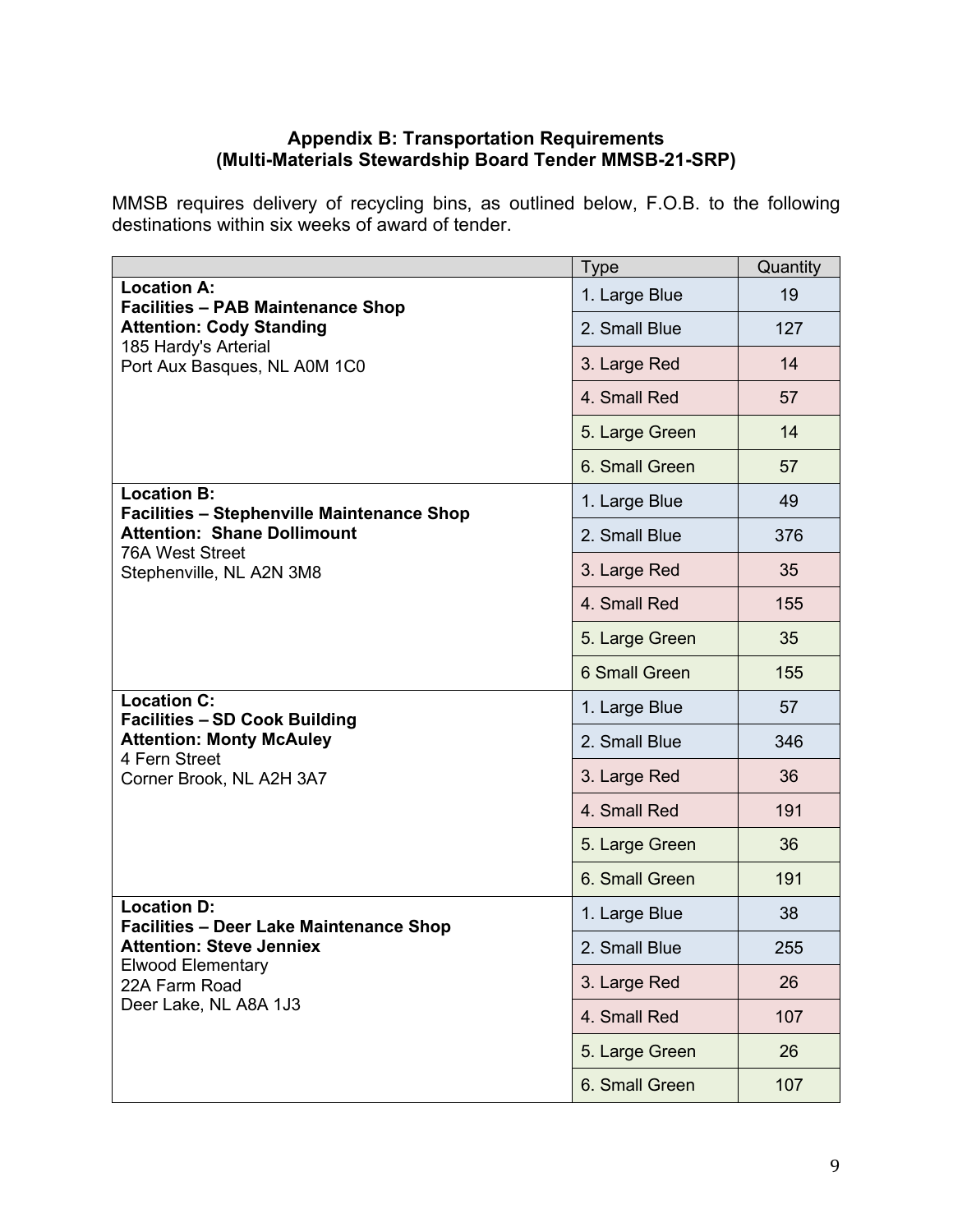**Appendix B: Transportation Requirements**
**(Multi-Materials Stewardship Board Tender MMSB-21-SRP)**

MMSB requires delivery of recycling bins, as outlined below, F.O.B. to the following destinations within six weeks of award of tender.

| | Type | Quantity |
|---|---|---|
| **Location A:**<br>**Facilities – PAB Maintenance Shop**<br>**Attention: Cody Standing**<br>185 Hardy's Arterial<br>Port Aux Basques, NL A0M 1C0 | 1. Large Blue | 19 |
| | 2. Small Blue | 127 |
| | 3. Large Red | 14 |
| | 4. Small Red | 57 |
| | 5. Large Green | 14 |
| | 6. Small Green | 57 |
| **Location B:**<br>**Facilities – Stephenville Maintenance Shop**<br>**Attention: Shane Dollimount**<br>76A West Street<br>Stephenville, NL A2N 3M8 | 1. Large Blue | 49 |
| | 2. Small Blue | 376 |
| | 3. Large Red | 35 |
| | 4. Small Red | 155 |
| | 5. Large Green | 35 |
| | 6 Small Green | 155 |
| **Location C:**<br>**Facilities – SD Cook Building**<br>**Attention: Monty McAuley**<br>4 Fern Street<br>Corner Brook, NL A2H 3A7 | 1. Large Blue | 57 |
| | 2. Small Blue | 346 |
| | 3. Large Red | 36 |
| | 4. Small Red | 191 |
| | 5. Large Green | 36 |
| | 6. Small Green | 191 |
| **Location D:**<br>**Facilities – Deer Lake Maintenance Shop**<br>**Attention: Steve Jenniex**<br>Elwood Elementary<br>22A Farm Road<br>Deer Lake, NL A8A 1J3 | 1. Large Blue | 38 |
| | 2. Small Blue | 255 |
| | 3. Large Red | 26 |
| | 4. Small Red | 107 |
| | 5. Large Green | 26 |
| | 6. Small Green | 107 |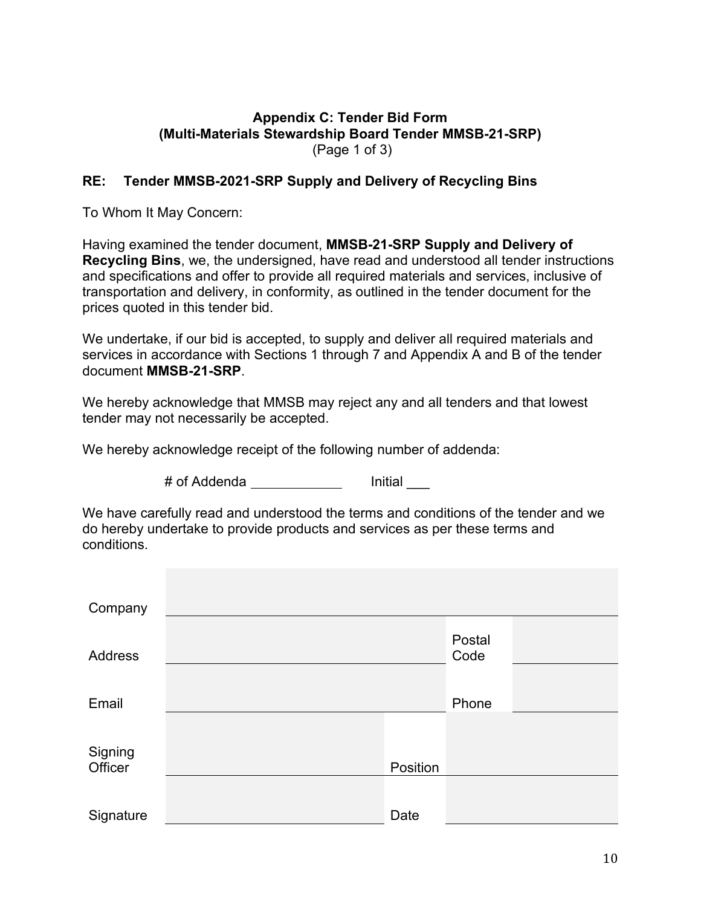**Appendix C: Tender Bid Form**
**(Multi-Materials Stewardship Board Tender MMSB-21-SRP)**
(Page 1 of 3)

**RE: Tender MMSB-2021-SRP Supply and Delivery of Recycling Bins**

To Whom It May Concern:

Having examined the tender document, **MMSB-21-SRP Supply and Delivery of Recycling Bins**, we, the undersigned, have read and understood all tender instructions and specifications and offer to provide all required materials and services, inclusive of transportation and delivery, in conformity, as outlined in the tender document for the prices quoted in this tender bid.

We undertake, if our bid is accepted, to supply and deliver all required materials and services in accordance with Sections 1 through 7 and Appendix A and B of the tender document **MMSB-21-SRP**.

We hereby acknowledge that MMSB may reject any and all tenders and that lowest tender may not necessarily be accepted.

We hereby acknowledge receipt of the following number of addenda:

# of Addenda ____________ Initial ___

We have carefully read and understood the terms and conditions of the tender and we do hereby undertake to provide products and services as per these terms and conditions.

| | | | |
|---|---|---|---|
| Company | | | |
| Address | | Postal Code | |
| Email | | Phone | |
| Signing Officer | | Position | |
| Signature | | Date | |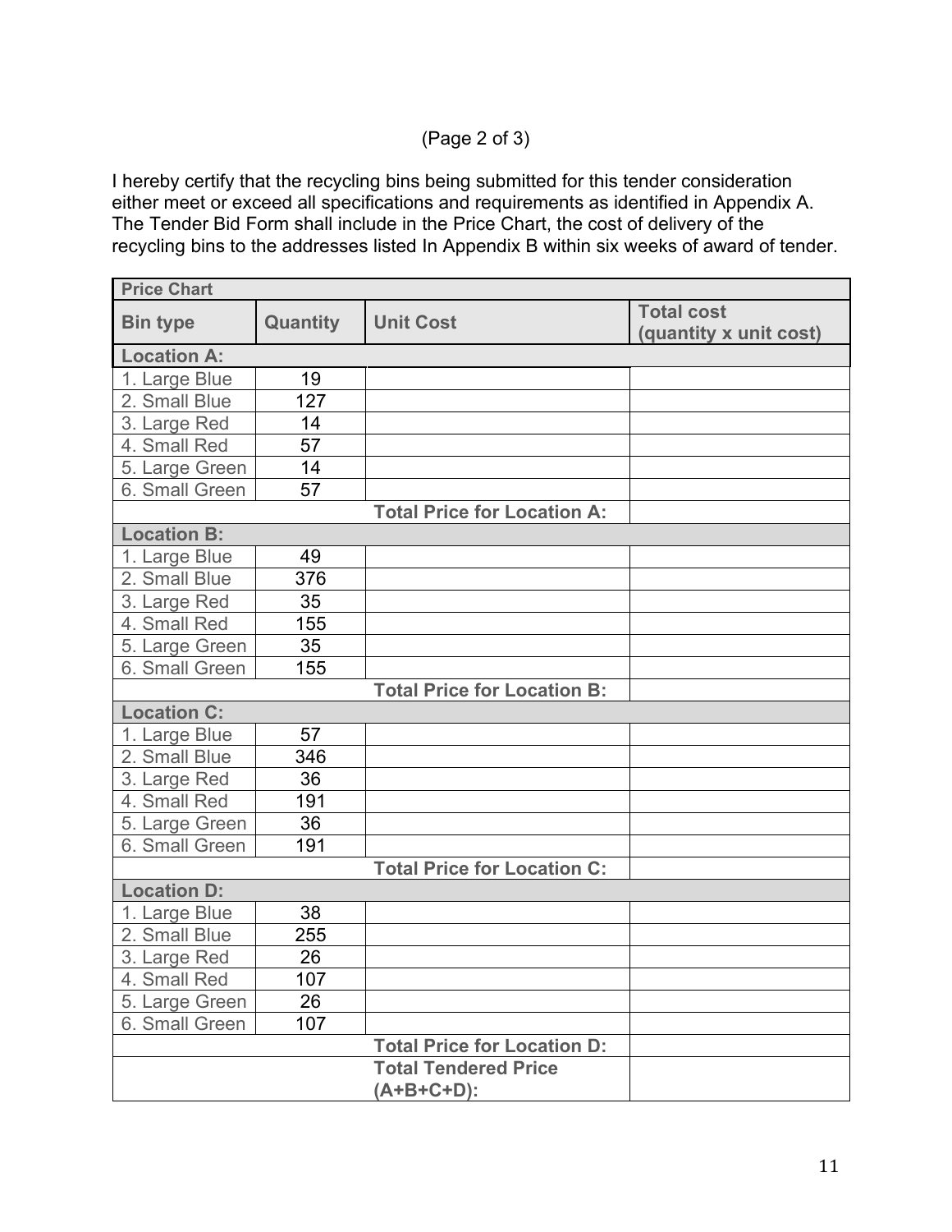(Page 2 of 3)

I hereby certify that the recycling bins being submitted for this tender consideration either meet or exceed all specifications and requirements as identified in Appendix A. The Tender Bid Form shall include in the Price Chart, the cost of delivery of the recycling bins to the addresses listed In Appendix B within six weeks of award of tender.

| **Price Chart** | | | |
|---|---|---|---|
| **Bin type** | **Quantity** | **Unit Cost** | **Total cost (quantity x unit cost)** |
| **Location A:** | | | |
| 1. Large Blue | 19 | | |
| 2. Small Blue | 127 | | |
| 3. Large Red | 14 | | |
| 4. Small Red | 57 | | |
| 5. Large Green | 14 | | |
| 6. Small Green | 57 | | |
| | | **Total Price for Location A:** | |
| **Location B:** | | | |
| 1. Large Blue | 49 | | |
| 2. Small Blue | 376 | | |
| 3. Large Red | 35 | | |
| 4. Small Red | 155 | | |
| 5. Large Green | 35 | | |
| 6. Small Green | 155 | | |
| | | **Total Price for Location B:** | |
| **Location C:** | | | |
| 1. Large Blue | 57 | | |
| 2. Small Blue | 346 | | |
| 3. Large Red | 36 | | |
| 4. Small Red | 191 | | |
| 5. Large Green | 36 | | |
| 6. Small Green | 191 | | |
| | | **Total Price for Location C:** | |
| **Location D:** | | | |
| 1. Large Blue | 38 | | |
| 2. Small Blue | 255 | | |
| 3. Large Red | 26 | | |
| 4. Small Red | 107 | | |
| 5. Large Green | 26 | | |
| 6. Small Green | 107 | | |
| | | **Total Price for Location D:** | |
| | | **Total Tendered Price (A+B+C+D):** | |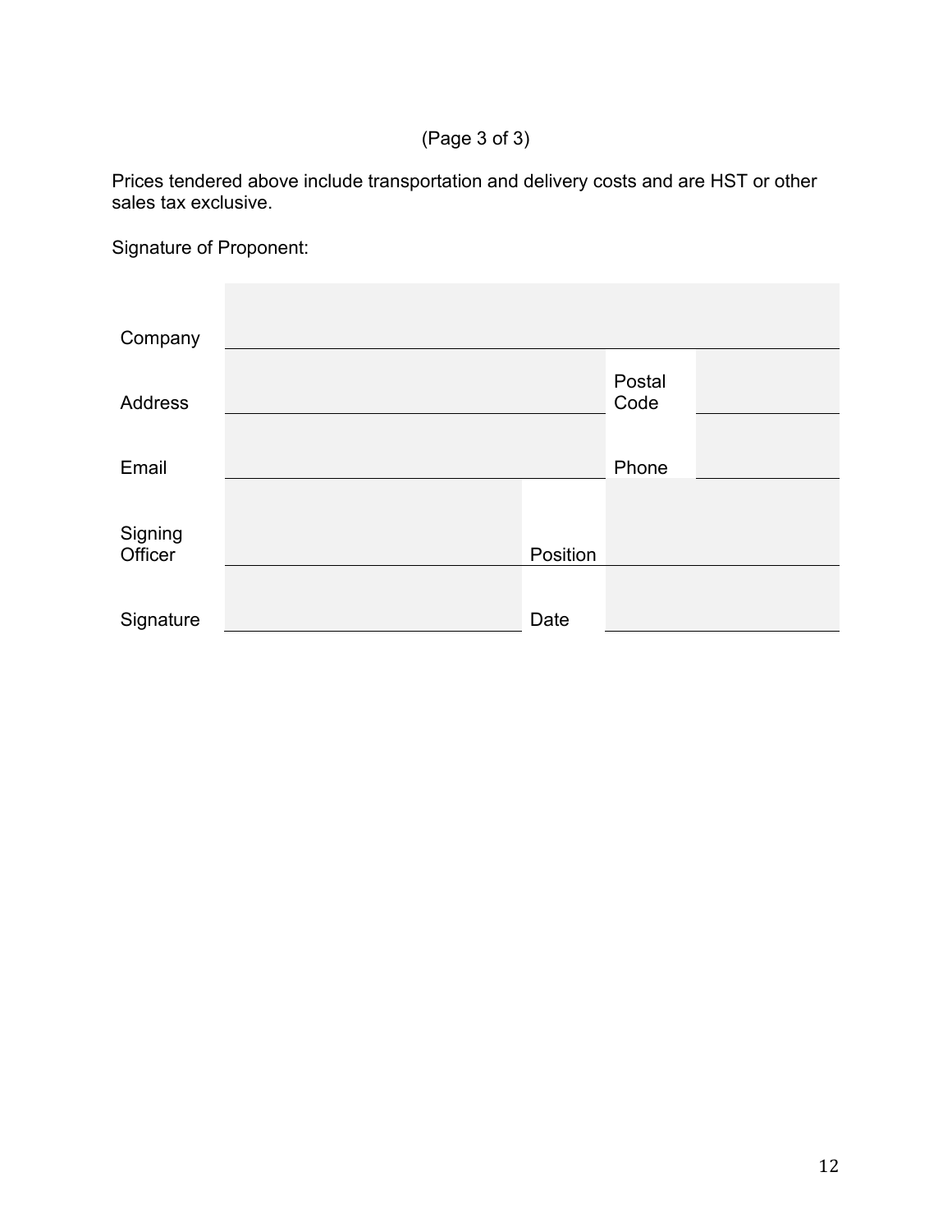(Page 3 of 3)

Prices tendered above include transportation and delivery costs and are HST or other sales tax exclusive.

Signature of Proponent:

| | | | |
|---|---|---|---|
| Company | | | |
| Address | | Postal Code | |
| Email | | Phone | |
| Signing Officer | | Position | |
| Signature | | Date | |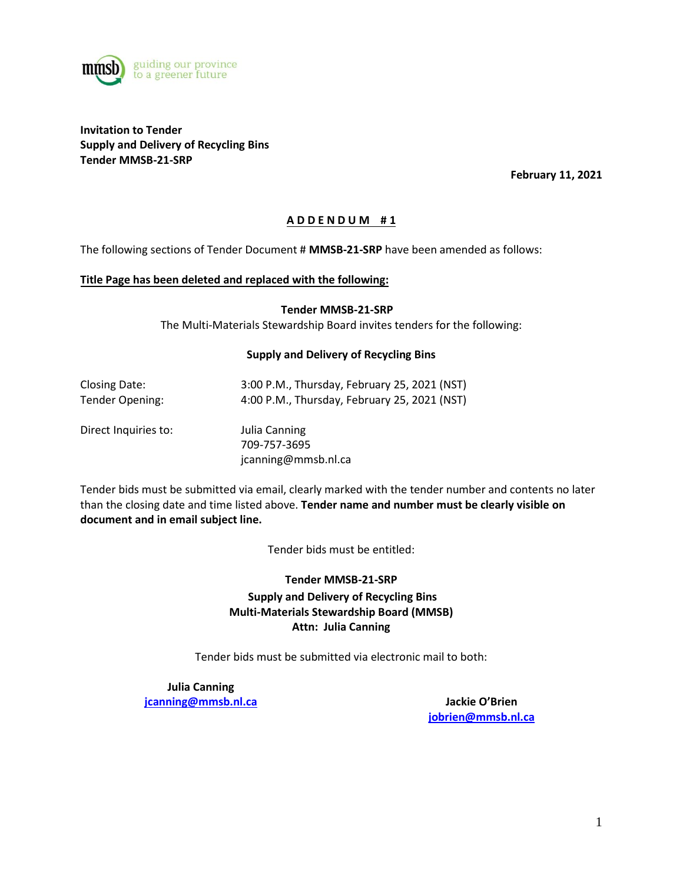**Invitation to Tender**
**Supply and Delivery of Recycling Bins**
**Tender MMSB-21-SRP**

**February 11, 2021**

## A D D E N D U M   # 1

The following sections of Tender Document # **MMSB-21-SRP** have been amended as follows:

**Title Page has been deleted and replaced with the following:**

**Tender MMSB-21-SRP**
The Multi-Materials Stewardship Board invites tenders for the following:

**Supply and Delivery of Recycling Bins**

Closing Date: 3:00 P.M., Thursday, February 25, 2021 (NST)
Tender Opening: 4:00 P.M., Thursday, February 25, 2021 (NST)

Direct Inquiries to: Julia Canning
709-757-3695
jcanning@mmsb.nl.ca

Tender bids must be submitted via email, clearly marked with the tender number and contents no later than the closing date and time listed above. **Tender name and number must be clearly visible on document and in email subject line.**

Tender bids must be entitled:

**Tender MMSB-21-SRP**
**Supply and Delivery of Recycling Bins**
**Multi-Materials Stewardship Board (MMSB)**
**Attn: Julia Canning**

Tender bids must be submitted via electronic mail to both:

**Julia Canning**
**jcanning@mmsb.nl.ca**

**Jackie O'Brien**
**jobrien@mmsb.nl.ca**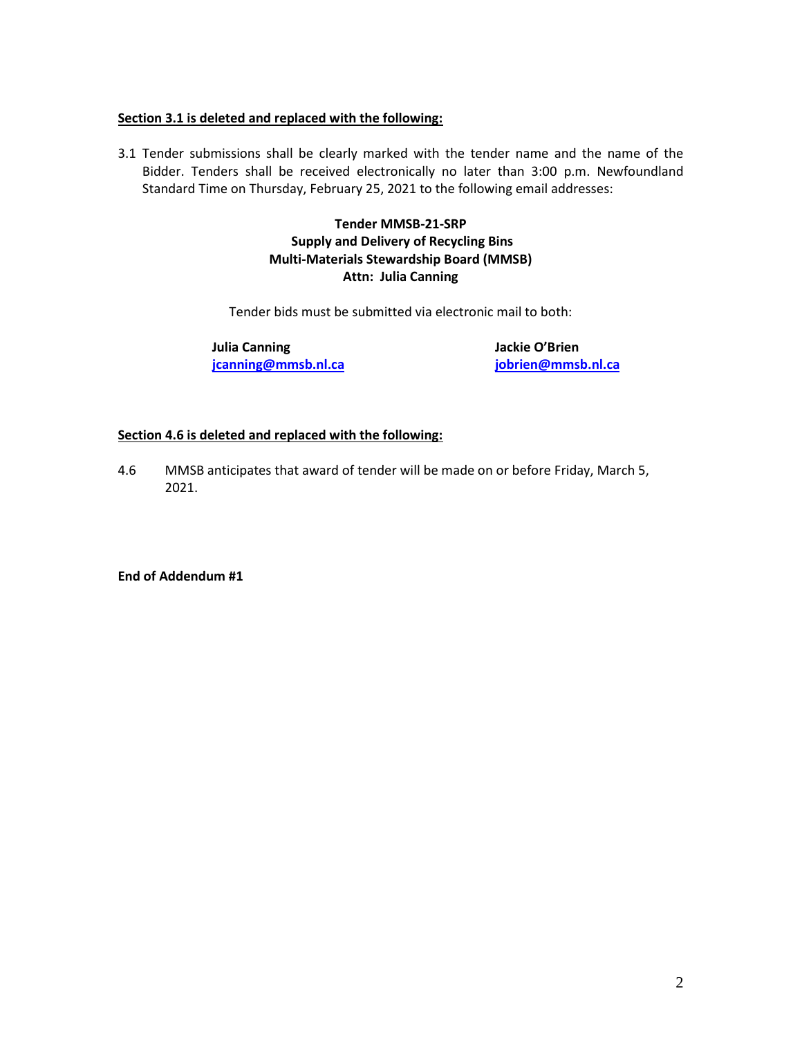**Section 3.1 is deleted and replaced with the following:**

3.1 Tender submissions shall be clearly marked with the tender name and the name of the Bidder. Tenders shall be received electronically no later than 3:00 p.m. Newfoundland Standard Time on Thursday, February 25, 2021 to the following email addresses:

**Tender MMSB-21-SRP**
**Supply and Delivery of Recycling Bins**
**Multi-Materials Stewardship Board (MMSB)**
**Attn: Julia Canning**

Tender bids must be submitted via electronic mail to both:

**Julia Canning**
**jcanning@mmsb.nl.ca**

**Jackie O'Brien**
**jobrien@mmsb.nl.ca**

**Section 4.6 is deleted and replaced with the following:**

4.6 MMSB anticipates that award of tender will be made on or before Friday, March 5, 2021.

**End of Addendum #1**